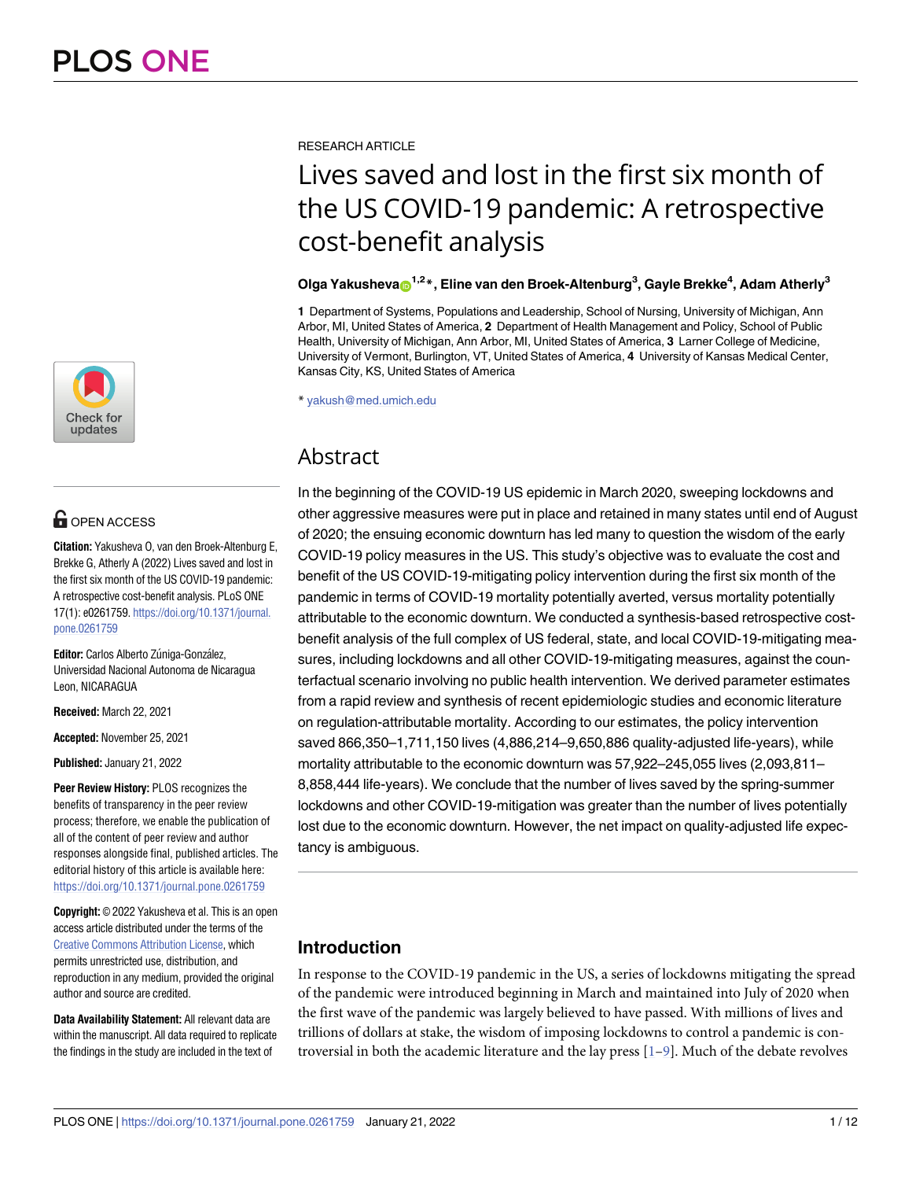PLOS ONE

RESEARCH ARTICLE

# Lives saved and lost in the first six month of the US COVID-19 pandemic: A retrospective cost-benefit analysis

**Olga Yakusheva[1,2]*, Eline van den Broek-Altenburg[3], Gayle Brekke[4], Adam Atherly[3]**

**1** Department of Systems, Populations and Leadership, School of Nursing, University of Michigan, Ann Arbor, MI, United States of America, **2** Department of Health Management and Policy, School of Public Health, University of Michigan, Ann Arbor, MI, United States of America, **3** Larner College of Medicine, University of Vermont, Burlington, VT, United States of America, **4** University of Kansas Medical Center, Kansas City, KS, United States of America

* yakush@med.umich.edu

OPEN ACCESS

**Citation:** Yakusheva O, van den Broek-Altenburg E, Brekke G, Atherly A (2022) Lives saved and lost in the first six month of the US COVID-19 pandemic: A retrospective cost-benefit analysis. PLoS ONE 17(1): e0261759. https://doi.org/10.1371/journal.pone.0261759

**Editor:** Carlos Alberto Zúniga-González, Universidad Nacional Autonoma de Nicaragua Leon, NICARAGUA

**Received:** March 22, 2021

**Accepted:** November 25, 2021

**Published:** January 21, 2022

**Peer Review History:** PLOS recognizes the benefits of transparency in the peer review process; therefore, we enable the publication of all of the content of peer review and author responses alongside final, published articles. The editorial history of this article is available here: https://doi.org/10.1371/journal.pone.0261759

**Copyright:** © 2022 Yakusheva et al. This is an open access article distributed under the terms of the Creative Commons Attribution License, which permits unrestricted use, distribution, and reproduction in any medium, provided the original author and source are credited.

**Data Availability Statement:** All relevant data are within the manuscript. All data required to replicate the findings in the study are included in the text of

## Abstract

In the beginning of the COVID-19 US epidemic in March 2020, sweeping lockdowns and other aggressive measures were put in place and retained in many states until end of August of 2020; the ensuing economic downturn has led many to question the wisdom of the early COVID-19 policy measures in the US. This study's objective was to evaluate the cost and benefit of the US COVID-19-mitigating policy intervention during the first six month of the pandemic in terms of COVID-19 mortality potentially averted, versus mortality potentially attributable to the economic downturn. We conducted a synthesis-based retrospective cost-benefit analysis of the full complex of US federal, state, and local COVID-19-mitigating measures, including lockdowns and all other COVID-19-mitigating measures, against the counterfactual scenario involving no public health intervention. We derived parameter estimates from a rapid review and synthesis of recent epidemiologic studies and economic literature on regulation-attributable mortality. According to our estimates, the policy intervention saved 866,350–1,711,150 lives (4,886,214–9,650,886 quality-adjusted life-years), while mortality attributable to the economic downturn was 57,922–245,055 lives (2,093,811–8,858,444 life-years). We conclude that the number of lives saved by the spring-summer lockdowns and other COVID-19-mitigation was greater than the number of lives potentially lost due to the economic downturn. However, the net impact on quality-adjusted life expectancy is ambiguous.

## Introduction

In response to the COVID-19 pandemic in the US, a series of lockdowns mitigating the spread of the pandemic were introduced beginning in March and maintained into July of 2020 when the first wave of the pandemic was largely believed to have passed. With millions of lives and trillions of dollars at stake, the wisdom of imposing lockdowns to control a pandemic is controversial in both the academic literature and the lay press [1–9]. Much of the debate revolves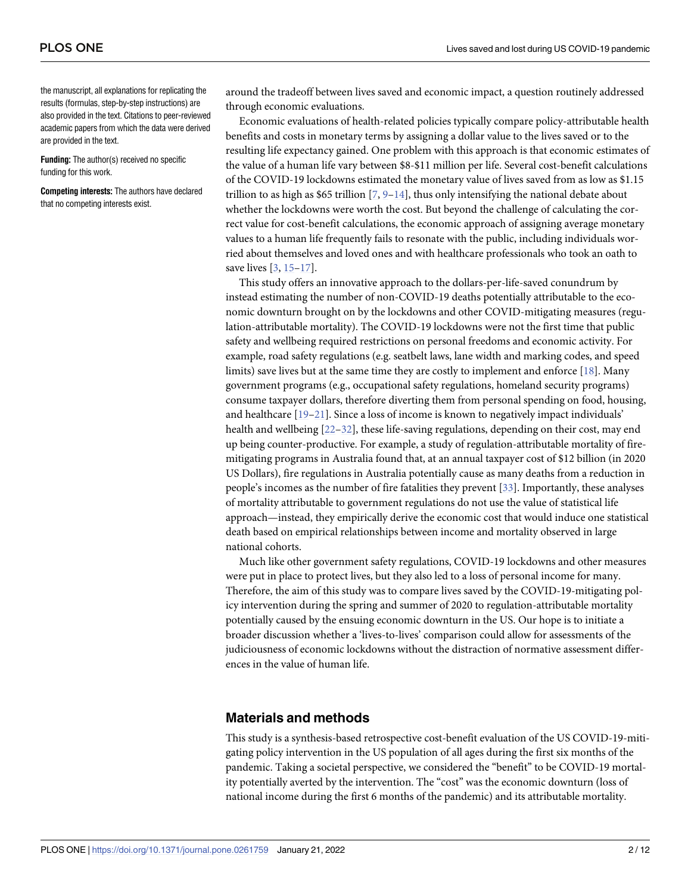the manuscript, all explanations for replicating the results (formulas, step-by-step instructions) are also provided in the text. Citations to peer-reviewed academic papers from which the data were derived are provided in the text.

**Funding:** The author(s) received no specific funding for this work.

**Competing interests:** The authors have declared that no competing interests exist.

around the tradeoff between lives saved and economic impact, a question routinely addressed through economic evaluations.

Economic evaluations of health-related policies typically compare policy-attributable health benefits and costs in monetary terms by assigning a dollar value to the lives saved or to the resulting life expectancy gained. One problem with this approach is that economic estimates of the value of a human life vary between $8-$11 million per life. Several cost-benefit calculations of the COVID-19 lockdowns estimated the monetary value of lives saved from as low as $1.15 trillion to as high as $65 trillion [7, 9–14], thus only intensifying the national debate about whether the lockdowns were worth the cost. But beyond the challenge of calculating the correct value for cost-benefit calculations, the economic approach of assigning average monetary values to a human life frequently fails to resonate with the public, including individuals worried about themselves and loved ones and with healthcare professionals who took an oath to save lives [3, 15–17].

This study offers an innovative approach to the dollars-per-life-saved conundrum by instead estimating the number of non-COVID-19 deaths potentially attributable to the economic downturn brought on by the lockdowns and other COVID-mitigating measures (regulation-attributable mortality). The COVID-19 lockdowns were not the first time that public safety and wellbeing required restrictions on personal freedoms and economic activity. For example, road safety regulations (e.g. seatbelt laws, lane width and marking codes, and speed limits) save lives but at the same time they are costly to implement and enforce [18]. Many government programs (e.g., occupational safety regulations, homeland security programs) consume taxpayer dollars, therefore diverting them from personal spending on food, housing, and healthcare [19–21]. Since a loss of income is known to negatively impact individuals' health and wellbeing [22–32], these life-saving regulations, depending on their cost, may end up being counter-productive. For example, a study of regulation-attributable mortality of fire-mitigating programs in Australia found that, at an annual taxpayer cost of $12 billion (in 2020 US Dollars), fire regulations in Australia potentially cause as many deaths from a reduction in people's incomes as the number of fire fatalities they prevent [33]. Importantly, these analyses of mortality attributable to government regulations do not use the value of statistical life approach—instead, they empirically derive the economic cost that would induce one statistical death based on empirical relationships between income and mortality observed in large national cohorts.

Much like other government safety regulations, COVID-19 lockdowns and other measures were put in place to protect lives, but they also led to a loss of personal income for many. Therefore, the aim of this study was to compare lives saved by the COVID-19-mitigating policy intervention during the spring and summer of 2020 to regulation-attributable mortality potentially caused by the ensuing economic downturn in the US. Our hope is to initiate a broader discussion whether a 'lives-to-lives' comparison could allow for assessments of the judiciousness of economic lockdowns without the distraction of normative assessment differences in the value of human life.

## Materials and methods

This study is a synthesis-based retrospective cost-benefit evaluation of the US COVID-19-mitigating policy intervention in the US population of all ages during the first six months of the pandemic. Taking a societal perspective, we considered the "benefit" to be COVID-19 mortality potentially averted by the intervention. The "cost" was the economic downturn (loss of national income during the first 6 months of the pandemic) and its attributable mortality.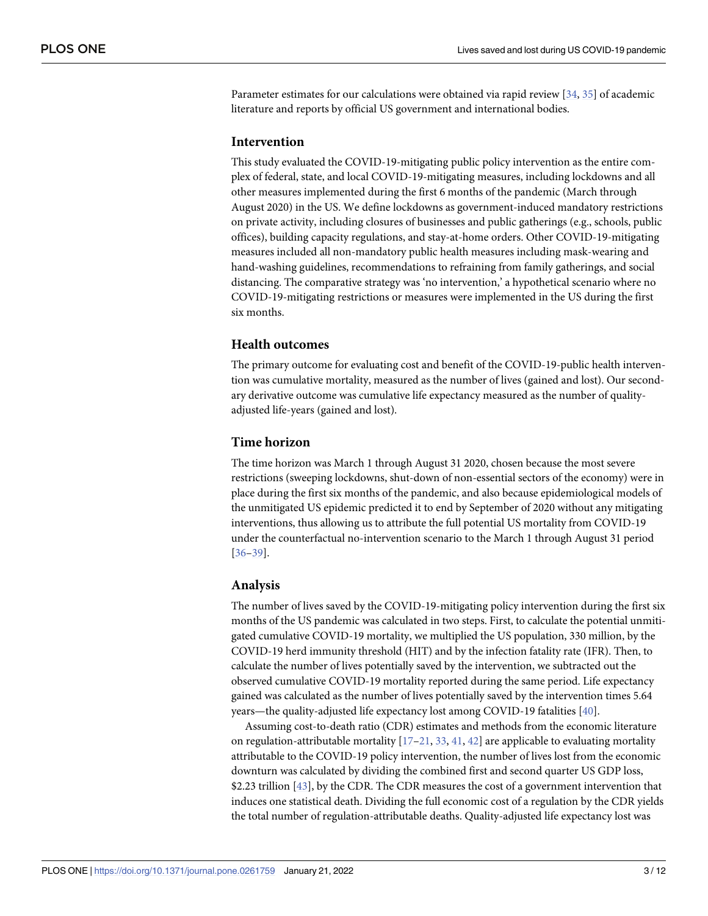Parameter estimates for our calculations were obtained via rapid review [34, 35] of academic literature and reports by official US government and international bodies.

## Intervention

This study evaluated the COVID-19-mitigating public policy intervention as the entire complex of federal, state, and local COVID-19-mitigating measures, including lockdowns and all other measures implemented during the first 6 months of the pandemic (March through August 2020) in the US. We define lockdowns as government-induced mandatory restrictions on private activity, including closures of businesses and public gatherings (e.g., schools, public offices), building capacity regulations, and stay-at-home orders. Other COVID-19-mitigating measures included all non-mandatory public health measures including mask-wearing and hand-washing guidelines, recommendations to refraining from family gatherings, and social distancing. The comparative strategy was 'no intervention,' a hypothetical scenario where no COVID-19-mitigating restrictions or measures were implemented in the US during the first six months.

## Health outcomes

The primary outcome for evaluating cost and benefit of the COVID-19-public health intervention was cumulative mortality, measured as the number of lives (gained and lost). Our secondary derivative outcome was cumulative life expectancy measured as the number of quality-adjusted life-years (gained and lost).

## Time horizon

The time horizon was March 1 through August 31 2020, chosen because the most severe restrictions (sweeping lockdowns, shut-down of non-essential sectors of the economy) were in place during the first six months of the pandemic, and also because epidemiological models of the unmitigated US epidemic predicted it to end by September of 2020 without any mitigating interventions, thus allowing us to attribute the full potential US mortality from COVID-19 under the counterfactual no-intervention scenario to the March 1 through August 31 period [36–39].

## Analysis

The number of lives saved by the COVID-19-mitigating policy intervention during the first six months of the US pandemic was calculated in two steps. First, to calculate the potential unmitigated cumulative COVID-19 mortality, we multiplied the US population, 330 million, by the COVID-19 herd immunity threshold (HIT) and by the infection fatality rate (IFR). Then, to calculate the number of lives potentially saved by the intervention, we subtracted out the observed cumulative COVID-19 mortality reported during the same period. Life expectancy gained was calculated as the number of lives potentially saved by the intervention times 5.64 years—the quality-adjusted life expectancy lost among COVID-19 fatalities [40].

Assuming cost-to-death ratio (CDR) estimates and methods from the economic literature on regulation-attributable mortality [17–21, 33, 41, 42] are applicable to evaluating mortality attributable to the COVID-19 policy intervention, the number of lives lost from the economic downturn was calculated by dividing the combined first and second quarter US GDP loss, $2.23 trillion [43], by the CDR. The CDR measures the cost of a government intervention that induces one statistical death. Dividing the full economic cost of a regulation by the CDR yields the total number of regulation-attributable deaths. Quality-adjusted life expectancy lost was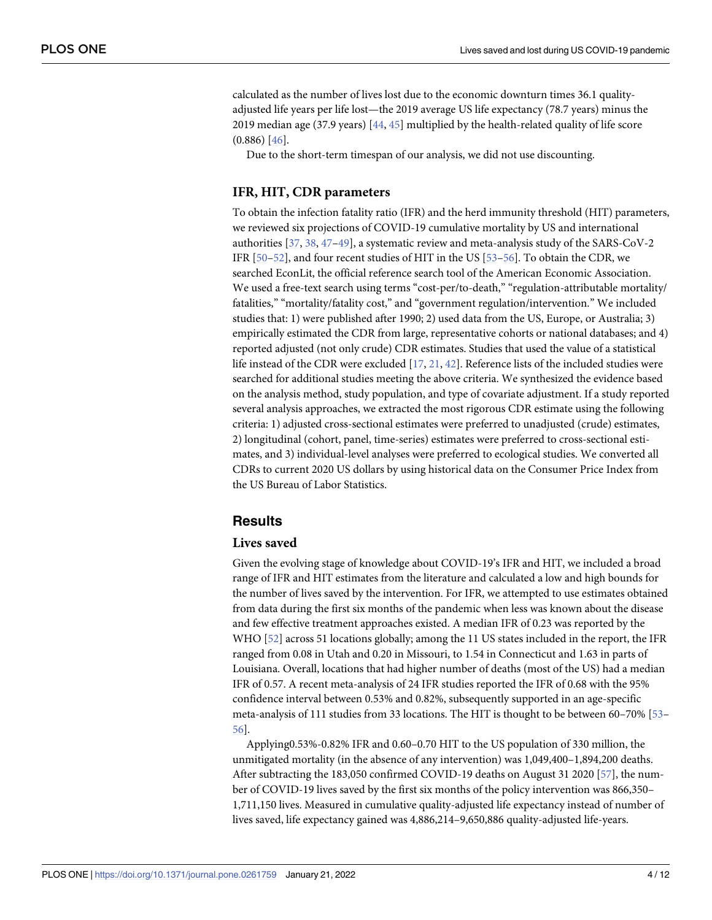calculated as the number of lives lost due to the economic downturn times 36.1 quality-adjusted life years per life lost—the 2019 average US life expectancy (78.7 years) minus the 2019 median age (37.9 years) [44, 45] multiplied by the health-related quality of life score (0.886) [46].

Due to the short-term timespan of our analysis, we did not use discounting.

### IFR, HIT, CDR parameters

To obtain the infection fatality ratio (IFR) and the herd immunity threshold (HIT) parameters, we reviewed six projections of COVID-19 cumulative mortality by US and international authorities [37, 38, 47–49], a systematic review and meta-analysis study of the SARS-CoV-2 IFR [50–52], and four recent studies of HIT in the US [53–56]. To obtain the CDR, we searched EconLit, the official reference search tool of the American Economic Association. We used a free-text search using terms "cost-per/to-death," "regulation-attributable mortality/fatalities," "mortality/fatality cost," and "government regulation/intervention." We included studies that: 1) were published after 1990; 2) used data from the US, Europe, or Australia; 3) empirically estimated the CDR from large, representative cohorts or national databases; and 4) reported adjusted (not only crude) CDR estimates. Studies that used the value of a statistical life instead of the CDR were excluded [17, 21, 42]. Reference lists of the included studies were searched for additional studies meeting the above criteria. We synthesized the evidence based on the analysis method, study population, and type of covariate adjustment. If a study reported several analysis approaches, we extracted the most rigorous CDR estimate using the following criteria: 1) adjusted cross-sectional estimates were preferred to unadjusted (crude) estimates, 2) longitudinal (cohort, panel, time-series) estimates were preferred to cross-sectional estimates, and 3) individual-level analyses were preferred to ecological studies. We converted all CDRs to current 2020 US dollars by using historical data on the Consumer Price Index from the US Bureau of Labor Statistics.

## Results

### Lives saved

Given the evolving stage of knowledge about COVID-19's IFR and HIT, we included a broad range of IFR and HIT estimates from the literature and calculated a low and high bounds for the number of lives saved by the intervention. For IFR, we attempted to use estimates obtained from data during the first six months of the pandemic when less was known about the disease and few effective treatment approaches existed. A median IFR of 0.23 was reported by the WHO [52] across 51 locations globally; among the 11 US states included in the report, the IFR ranged from 0.08 in Utah and 0.20 in Missouri, to 1.54 in Connecticut and 1.63 in parts of Louisiana. Overall, locations that had higher number of deaths (most of the US) had a median IFR of 0.57. A recent meta-analysis of 24 IFR studies reported the IFR of 0.68 with the 95% confidence interval between 0.53% and 0.82%, subsequently supported in an age-specific meta-analysis of 111 studies from 33 locations. The HIT is thought to be between 60–70% [53–56].

Applying0.53%-0.82% IFR and 0.60–0.70 HIT to the US population of 330 million, the unmitigated mortality (in the absence of any intervention) was 1,049,400–1,894,200 deaths. After subtracting the 183,050 confirmed COVID-19 deaths on August 31 2020 [57], the number of COVID-19 lives saved by the first six months of the policy intervention was 866,350–1,711,150 lives. Measured in cumulative quality-adjusted life expectancy instead of number of lives saved, life expectancy gained was 4,886,214–9,650,886 quality-adjusted life-years.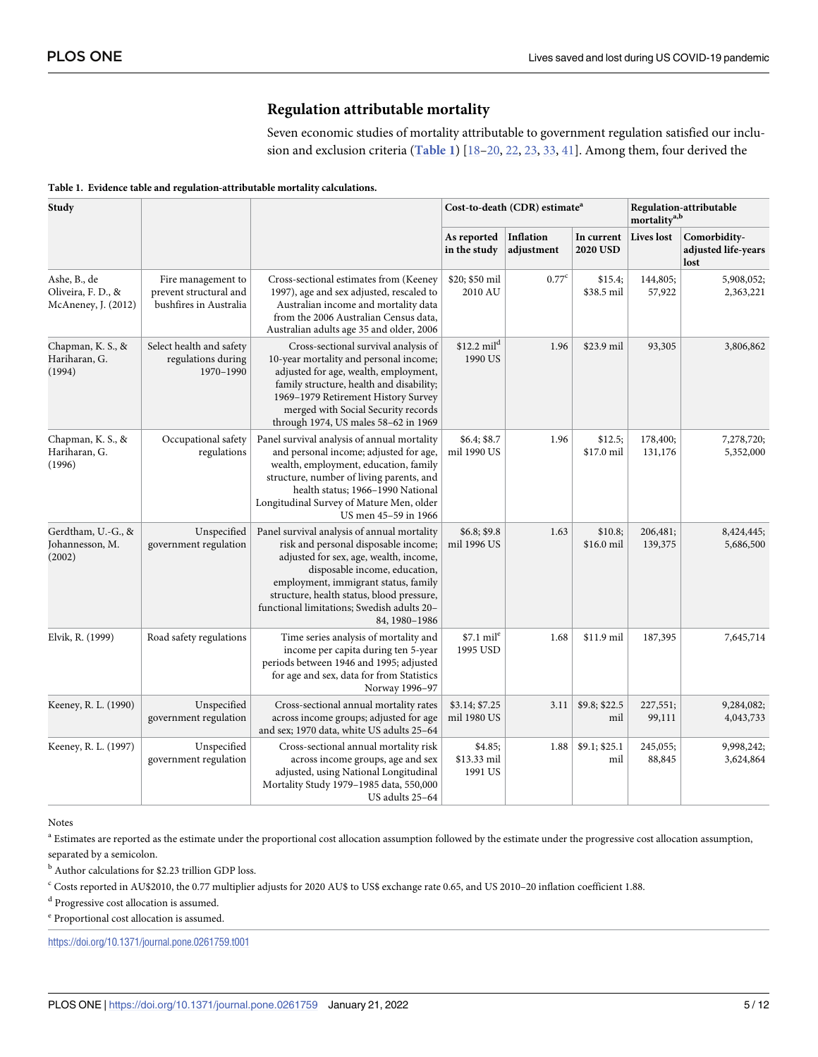## Regulation attributable mortality

Seven economic studies of mortality attributable to government regulation satisfied our inclusion and exclusion criteria (**Table 1**) [18–20, 22, 23, 33, 41]. Among them, four derived the

**Table 1. Evidence table and regulation-attributable mortality calculations.**

| Study | | | Cost-to-death (CDR) estimate[a] | | | Regulation-attributable mortality[a,b] | |
|---|---|---|---|---|---|---|---|
| | | | As reported in the study | Inflation adjustment | In current 2020 USD | Lives lost | Comorbidity-adjusted life-years lost |
| Ashe, B., de Oliveira, F. D., & McAneney, J. (2012) | Fire management to prevent structural and bushfires in Australia | Cross-sectional estimates from (Keeney 1997), age and sex adjusted, rescaled to Australian income and mortality data from the 2006 Australian Census data, Australian adults age 35 and older, 2006 | $20; $50 mil 2010 AU | 0.77[c] | $15.4; $38.5 mil | 144,805; 57,922 | 5,908,052; 2,363,221 |
| Chapman, K. S., & Hariharan, G. (1994) | Select health and safety regulations during 1970–1990 | Cross-sectional survival analysis of 10-year mortality and personal income; adjusted for age, wealth, employment, family structure, health and disability; 1969–1979 Retirement History Survey merged with Social Security records through 1974, US males 58–62 in 1969 | $12.2 mil[d] 1990 US | 1.96 | $23.9 mil | 93,305 | 3,806,862 |
| Chapman, K. S., & Hariharan, G. (1996) | Occupational safety regulations | Panel survival analysis of annual mortality and personal income; adjusted for age, wealth, employment, education, family structure, number of living parents, and health status; 1966–1990 National Longitudinal Survey of Mature Men, older US men 45–59 in 1966 | $6.4; $8.7 mil 1990 US | 1.96 | $12.5; $17.0 mil | 178,400; 131,176 | 7,278,720; 5,352,000 |
| Gerdtham, U.-G., & Johannesson, M. (2002) | Unspecified government regulation | Panel survival analysis of annual mortality risk and personal disposable income; adjusted for sex, age, wealth, income, disposable income, education, employment, immigrant status, family structure, health status, blood pressure, functional limitations; Swedish adults 20–84, 1980–1986 | $6.8; $9.8 mil 1996 US | 1.63 | $10.8; $16.0 mil | 206,481; 139,375 | 8,424,445; 5,686,500 |
| Elvik, R. (1999) | Road safety regulations | Time series analysis of mortality and income per capita during ten 5-year periods between 1946 and 1995; adjusted for age and sex, data for from Statistics Norway 1996–97 | $7.1 mil[e] 1995 USD | 1.68 | $11.9 mil | 187,395 | 7,645,714 |
| Keeney, R. L. (1990) | Unspecified government regulation | Cross-sectional annual mortality rates across income groups; adjusted for age and sex; 1970 data, white US adults 25–64 | $3.14; $7.25 mil 1980 US | 3.11 | $9.8; $22.5 mil | 227,551; 99,111 | 9,284,082; 4,043,733 |
| Keeney, R. L. (1997) | Unspecified government regulation | Cross-sectional annual mortality risk across income groups, age and sex adjusted, using National Longitudinal Mortality Study 1979–1985 data, 550,000 US adults 25–64 | $4.85; $13.33 mil 1991 US | 1.88 | $9.1; $25.1 mil | 245,055; 88,845 | 9,998,242; 3,624,864 |

Notes

[a] Estimates are reported as the estimate under the proportional cost allocation assumption followed by the estimate under the progressive cost allocation assumption, separated by a semicolon.

[b] Author calculations for $2.23 trillion GDP loss.

[c] Costs reported in AU$2010, the 0.77 multiplier adjusts for 2020 AU$ to US$ exchange rate 0.65, and US 2010–20 inflation coefficient 1.88.

[d] Progressive cost allocation is assumed.

[e] Proportional cost allocation is assumed.

https://doi.org/10.1371/journal.pone.0261759.t001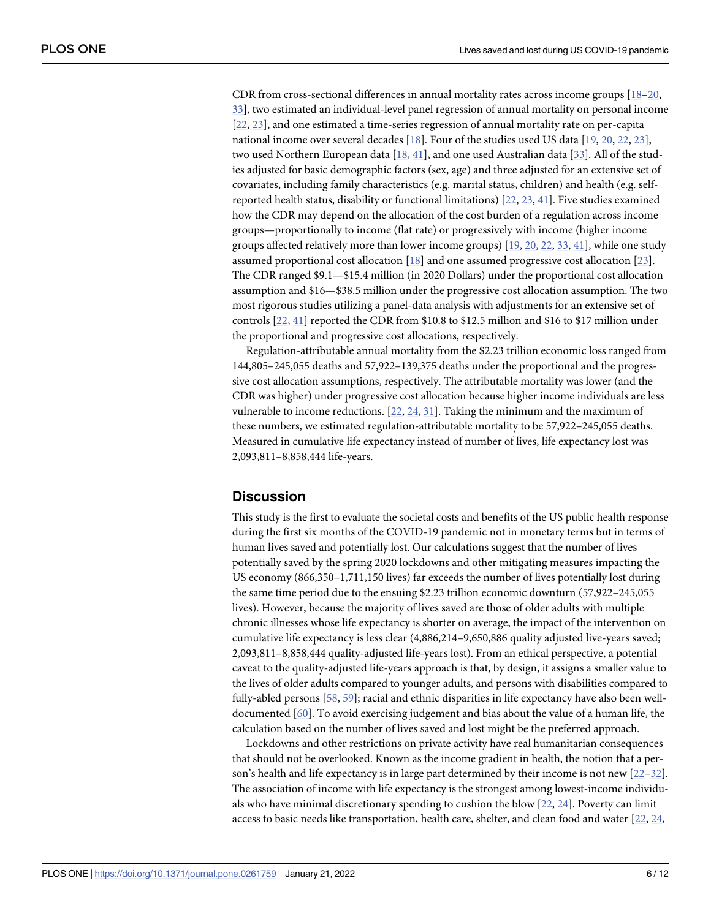CDR from cross-sectional differences in annual mortality rates across income groups [18–20, 33], two estimated an individual-level panel regression of annual mortality on personal income [22, 23], and one estimated a time-series regression of annual mortality rate on per-capita national income over several decades [18]. Four of the studies used US data [19, 20, 22, 23], two used Northern European data [18, 41], and one used Australian data [33]. All of the studies adjusted for basic demographic factors (sex, age) and three adjusted for an extensive set of covariates, including family characteristics (e.g. marital status, children) and health (e.g. self-reported health status, disability or functional limitations) [22, 23, 41]. Five studies examined how the CDR may depend on the allocation of the cost burden of a regulation across income groups—proportionally to income (flat rate) or progressively with income (higher income groups affected relatively more than lower income groups) [19, 20, 22, 33, 41], while one study assumed proportional cost allocation [18] and one assumed progressive cost allocation [23]. The CDR ranged $9.1—$15.4 million (in 2020 Dollars) under the proportional cost allocation assumption and $16—$38.5 million under the progressive cost allocation assumption. The two most rigorous studies utilizing a panel-data analysis with adjustments for an extensive set of controls [22, 41] reported the CDR from $10.8 to $12.5 million and $16 to $17 million under the proportional and progressive cost allocations, respectively.

Regulation-attributable annual mortality from the $2.23 trillion economic loss ranged from 144,805–245,055 deaths and 57,922–139,375 deaths under the proportional and the progressive cost allocation assumptions, respectively. The attributable mortality was lower (and the CDR was higher) under progressive cost allocation because higher income individuals are less vulnerable to income reductions. [22, 24, 31]. Taking the minimum and the maximum of these numbers, we estimated regulation-attributable mortality to be 57,922–245,055 deaths. Measured in cumulative life expectancy instead of number of lives, life expectancy lost was 2,093,811–8,858,444 life-years.

## Discussion

This study is the first to evaluate the societal costs and benefits of the US public health response during the first six months of the COVID-19 pandemic not in monetary terms but in terms of human lives saved and potentially lost. Our calculations suggest that the number of lives potentially saved by the spring 2020 lockdowns and other mitigating measures impacting the US economy (866,350–1,711,150 lives) far exceeds the number of lives potentially lost during the same time period due to the ensuing $2.23 trillion economic downturn (57,922–245,055 lives). However, because the majority of lives saved are those of older adults with multiple chronic illnesses whose life expectancy is shorter on average, the impact of the intervention on cumulative life expectancy is less clear (4,886,214–9,650,886 quality adjusted live-years saved; 2,093,811–8,858,444 quality-adjusted life-years lost). From an ethical perspective, a potential caveat to the quality-adjusted life-years approach is that, by design, it assigns a smaller value to the lives of older adults compared to younger adults, and persons with disabilities compared to fully-abled persons [58, 59]; racial and ethnic disparities in life expectancy have also been well-documented [60]. To avoid exercising judgement and bias about the value of a human life, the calculation based on the number of lives saved and lost might be the preferred approach.

Lockdowns and other restrictions on private activity have real humanitarian consequences that should not be overlooked. Known as the income gradient in health, the notion that a person's health and life expectancy is in large part determined by their income is not new [22–32]. The association of income with life expectancy is the strongest among lowest-income individuals who have minimal discretionary spending to cushion the blow [22, 24]. Poverty can limit access to basic needs like transportation, health care, shelter, and clean food and water [22, 24,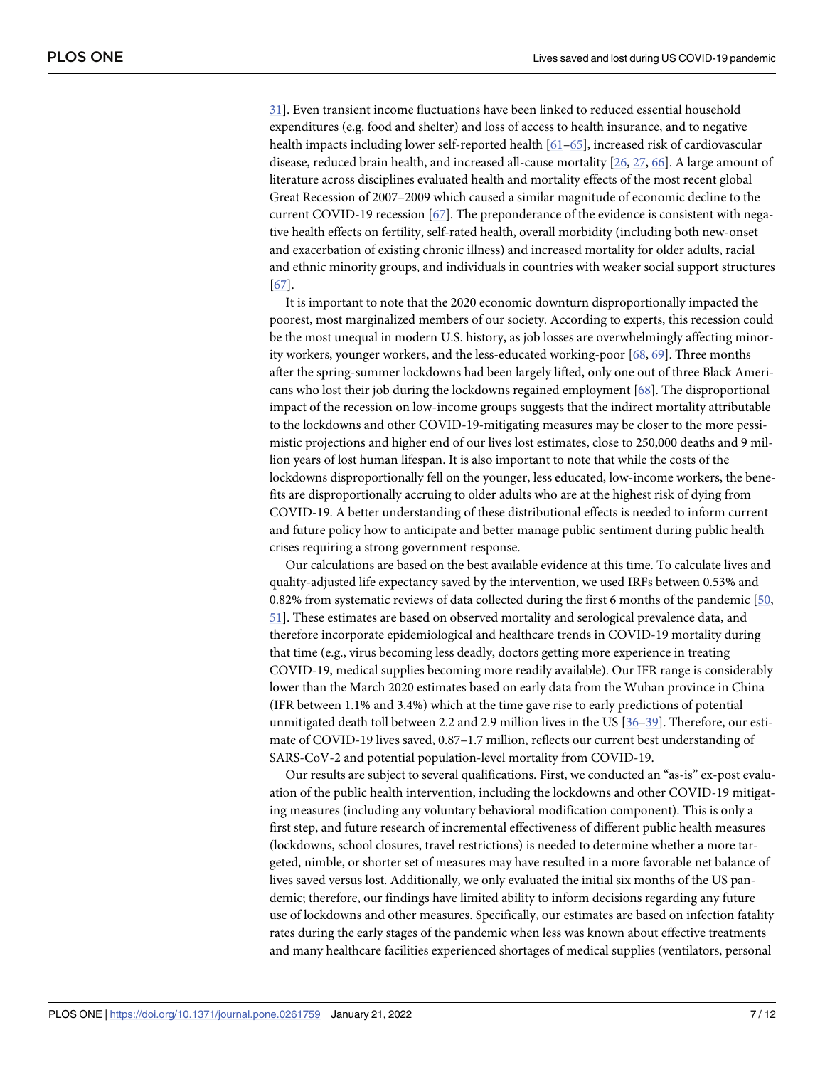31]. Even transient income fluctuations have been linked to reduced essential household expenditures (e.g. food and shelter) and loss of access to health insurance, and to negative health impacts including lower self-reported health [61–65], increased risk of cardiovascular disease, reduced brain health, and increased all-cause mortality [26, 27, 66]. A large amount of literature across disciplines evaluated health and mortality effects of the most recent global Great Recession of 2007–2009 which caused a similar magnitude of economic decline to the current COVID-19 recession [67]. The preponderance of the evidence is consistent with negative health effects on fertility, self-rated health, overall morbidity (including both new-onset and exacerbation of existing chronic illness) and increased mortality for older adults, racial and ethnic minority groups, and individuals in countries with weaker social support structures [67].

It is important to note that the 2020 economic downturn disproportionally impacted the poorest, most marginalized members of our society. According to experts, this recession could be the most unequal in modern U.S. history, as job losses are overwhelmingly affecting minority workers, younger workers, and the less-educated working-poor [68, 69]. Three months after the spring-summer lockdowns had been largely lifted, only one out of three Black Americans who lost their job during the lockdowns regained employment [68]. The disproportional impact of the recession on low-income groups suggests that the indirect mortality attributable to the lockdowns and other COVID-19-mitigating measures may be closer to the more pessimistic projections and higher end of our lives lost estimates, close to 250,000 deaths and 9 million years of lost human lifespan. It is also important to note that while the costs of the lockdowns disproportionally fell on the younger, less educated, low-income workers, the benefits are disproportionally accruing to older adults who are at the highest risk of dying from COVID-19. A better understanding of these distributional effects is needed to inform current and future policy how to anticipate and better manage public sentiment during public health crises requiring a strong government response.

Our calculations are based on the best available evidence at this time. To calculate lives and quality-adjusted life expectancy saved by the intervention, we used IRFs between 0.53% and 0.82% from systematic reviews of data collected during the first 6 months of the pandemic [50, 51]. These estimates are based on observed mortality and serological prevalence data, and therefore incorporate epidemiological and healthcare trends in COVID-19 mortality during that time (e.g., virus becoming less deadly, doctors getting more experience in treating COVID-19, medical supplies becoming more readily available). Our IFR range is considerably lower than the March 2020 estimates based on early data from the Wuhan province in China (IFR between 1.1% and 3.4%) which at the time gave rise to early predictions of potential unmitigated death toll between 2.2 and 2.9 million lives in the US [36–39]. Therefore, our estimate of COVID-19 lives saved, 0.87–1.7 million, reflects our current best understanding of SARS-CoV-2 and potential population-level mortality from COVID-19.

Our results are subject to several qualifications. First, we conducted an "as-is" ex-post evaluation of the public health intervention, including the lockdowns and other COVID-19 mitigating measures (including any voluntary behavioral modification component). This is only a first step, and future research of incremental effectiveness of different public health measures (lockdowns, school closures, travel restrictions) is needed to determine whether a more targeted, nimble, or shorter set of measures may have resulted in a more favorable net balance of lives saved versus lost. Additionally, we only evaluated the initial six months of the US pandemic; therefore, our findings have limited ability to inform decisions regarding any future use of lockdowns and other measures. Specifically, our estimates are based on infection fatality rates during the early stages of the pandemic when less was known about effective treatments and many healthcare facilities experienced shortages of medical supplies (ventilators, personal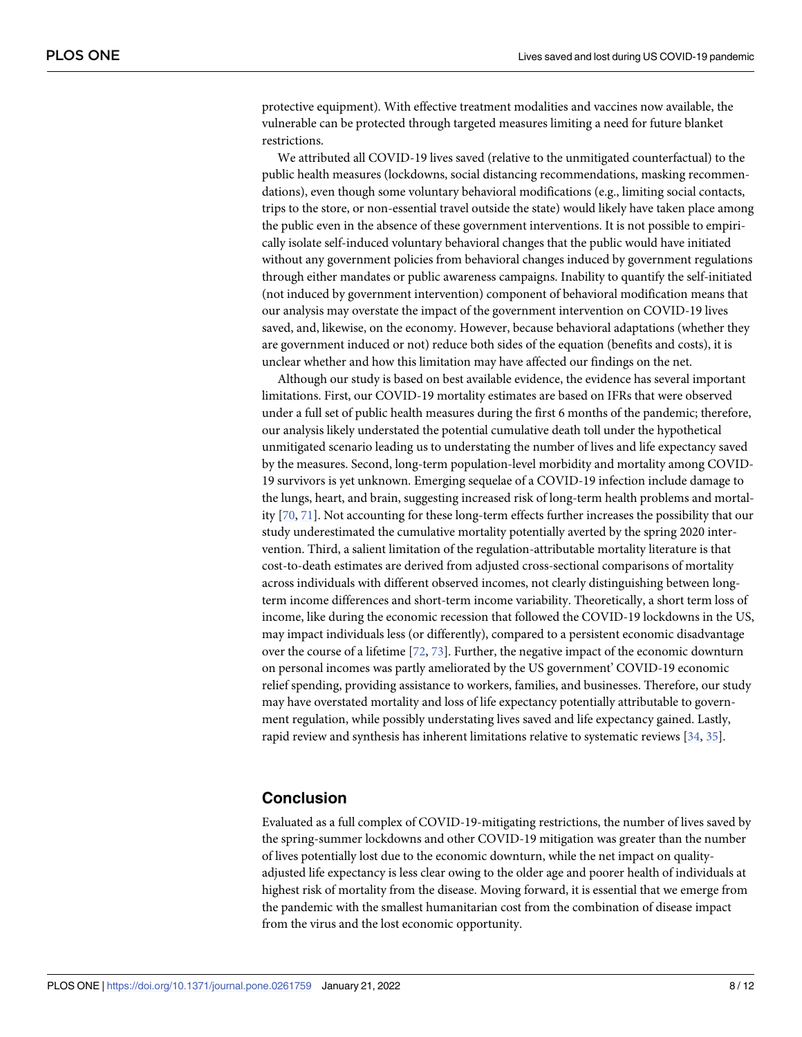protective equipment). With effective treatment modalities and vaccines now available, the vulnerable can be protected through targeted measures limiting a need for future blanket restrictions.

We attributed all COVID-19 lives saved (relative to the unmitigated counterfactual) to the public health measures (lockdowns, social distancing recommendations, masking recommendations), even though some voluntary behavioral modifications (e.g., limiting social contacts, trips to the store, or non-essential travel outside the state) would likely have taken place among the public even in the absence of these government interventions. It is not possible to empirically isolate self-induced voluntary behavioral changes that the public would have initiated without any government policies from behavioral changes induced by government regulations through either mandates or public awareness campaigns. Inability to quantify the self-initiated (not induced by government intervention) component of behavioral modification means that our analysis may overstate the impact of the government intervention on COVID-19 lives saved, and, likewise, on the economy. However, because behavioral adaptations (whether they are government induced or not) reduce both sides of the equation (benefits and costs), it is unclear whether and how this limitation may have affected our findings on the net.

Although our study is based on best available evidence, the evidence has several important limitations. First, our COVID-19 mortality estimates are based on IFRs that were observed under a full set of public health measures during the first 6 months of the pandemic; therefore, our analysis likely understated the potential cumulative death toll under the hypothetical unmitigated scenario leading us to understating the number of lives and life expectancy saved by the measures. Second, long-term population-level morbidity and mortality among COVID-19 survivors is yet unknown. Emerging sequelae of a COVID-19 infection include damage to the lungs, heart, and brain, suggesting increased risk of long-term health problems and mortality [70, 71]. Not accounting for these long-term effects further increases the possibility that our study underestimated the cumulative mortality potentially averted by the spring 2020 intervention. Third, a salient limitation of the regulation-attributable mortality literature is that cost-to-death estimates are derived from adjusted cross-sectional comparisons of mortality across individuals with different observed incomes, not clearly distinguishing between long-term income differences and short-term income variability. Theoretically, a short term loss of income, like during the economic recession that followed the COVID-19 lockdowns in the US, may impact individuals less (or differently), compared to a persistent economic disadvantage over the course of a lifetime [72, 73]. Further, the negative impact of the economic downturn on personal incomes was partly ameliorated by the US government' COVID-19 economic relief spending, providing assistance to workers, families, and businesses. Therefore, our study may have overstated mortality and loss of life expectancy potentially attributable to government regulation, while possibly understating lives saved and life expectancy gained. Lastly, rapid review and synthesis has inherent limitations relative to systematic reviews [34, 35].

## Conclusion

Evaluated as a full complex of COVID-19-mitigating restrictions, the number of lives saved by the spring-summer lockdowns and other COVID-19 mitigation was greater than the number of lives potentially lost due to the economic downturn, while the net impact on quality-adjusted life expectancy is less clear owing to the older age and poorer health of individuals at highest risk of mortality from the disease. Moving forward, it is essential that we emerge from the pandemic with the smallest humanitarian cost from the combination of disease impact from the virus and the lost economic opportunity.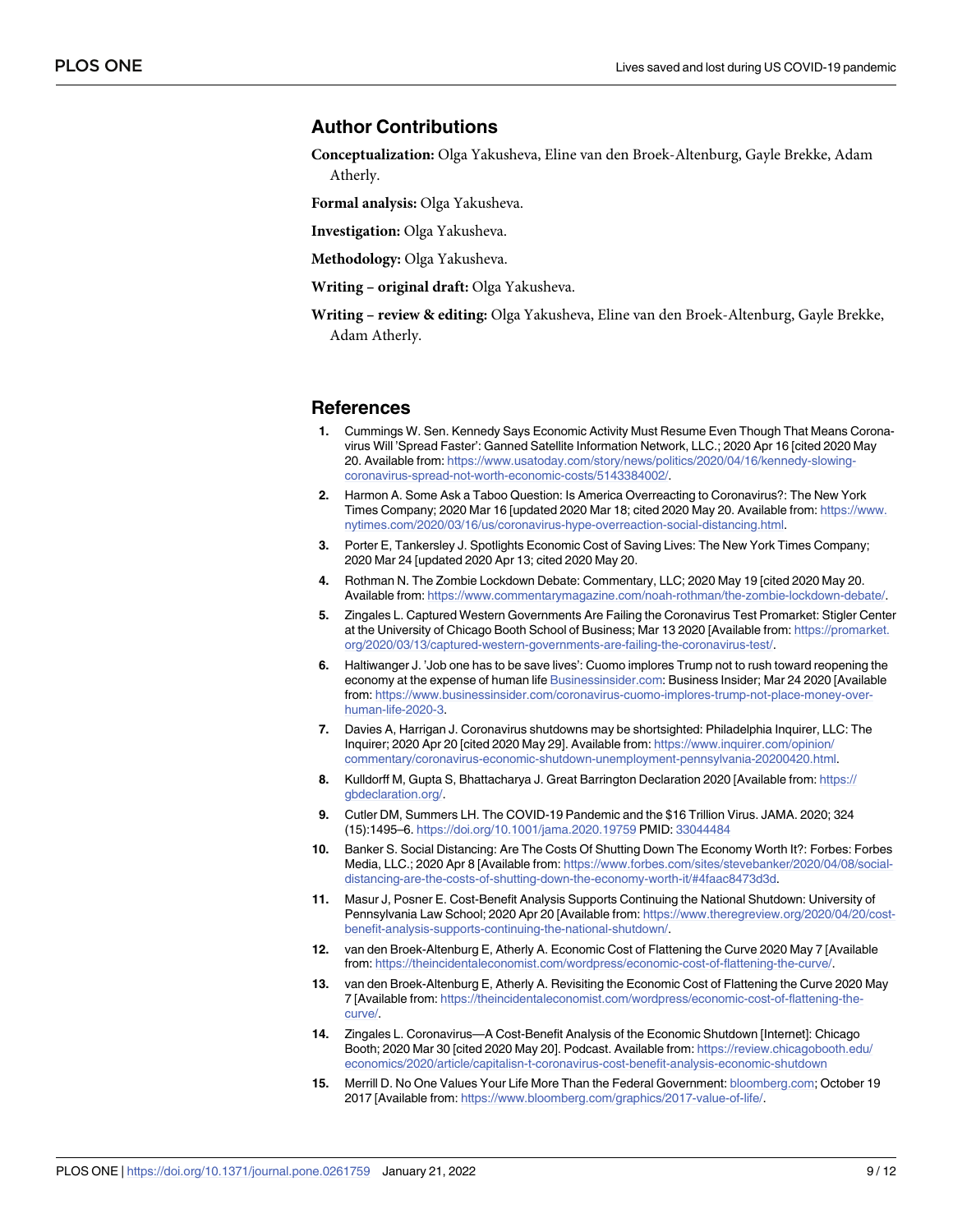## Author Contributions

**Conceptualization:** Olga Yakusheva, Eline van den Broek-Altenburg, Gayle Brekke, Adam Atherly.

**Formal analysis:** Olga Yakusheva.

**Investigation:** Olga Yakusheva.

**Methodology:** Olga Yakusheva.

**Writing – original draft:** Olga Yakusheva.

**Writing – review & editing:** Olga Yakusheva, Eline van den Broek-Altenburg, Gayle Brekke, Adam Atherly.

## References

1. Cummings W. Sen. Kennedy Says Economic Activity Must Resume Even Though That Means Coronavirus Will 'Spread Faster': Ganned Satellite Information Network, LLC.; 2020 Apr 16 [cited 2020 May 20. Available from: https://www.usatoday.com/story/news/politics/2020/04/16/kennedy-slowing-coronavirus-spread-not-worth-economic-costs/5143384002/.
2. Harmon A. Some Ask a Taboo Question: Is America Overreacting to Coronavirus?: The New York Times Company; 2020 Mar 16 [updated 2020 Mar 18; cited 2020 May 20. Available from: https://www.nytimes.com/2020/03/16/us/coronavirus-hype-overreaction-social-distancing.html.
3. Porter E, Tankersley J. Spotlights Economic Cost of Saving Lives: The New York Times Company; 2020 Mar 24 [updated 2020 Apr 13; cited 2020 May 20.
4. Rothman N. The Zombie Lockdown Debate: Commentary, LLC; 2020 May 19 [cited 2020 May 20. Available from: https://www.commentarymagazine.com/noah-rothman/the-zombie-lockdown-debate/.
5. Zingales L. Captured Western Governments Are Failing the Coronavirus Test Promarket: Stigler Center at the University of Chicago Booth School of Business; Mar 13 2020 [Available from: https://promarket.org/2020/03/13/captured-western-governments-are-failing-the-coronavirus-test/.
6. Haltiwanger J. 'Job one has to be save lives': Cuomo implores Trump not to rush toward reopening the economy at the expense of human life Businessinsider.com: Business Insider; Mar 24 2020 [Available from: https://www.businessinsider.com/coronavirus-cuomo-implores-trump-not-place-money-over-human-life-2020-3.
7. Davies A, Harrigan J. Coronavirus shutdowns may be shortsighted: Philadelphia Inquirer, LLC: The Inquirer; 2020 Apr 20 [cited 2020 May 29]. Available from: https://www.inquirer.com/opinion/commentary/coronavirus-economic-shutdown-unemployment-pennsylvania-20200420.html.
8. Kulldorff M, Gupta S, Bhattacharya J. Great Barrington Declaration 2020 [Available from: https://gbdeclaration.org/.
9. Cutler DM, Summers LH. The COVID-19 Pandemic and the $16 Trillion Virus. JAMA. 2020; 324 (15):1495–6. https://doi.org/10.1001/jama.2020.19759 PMID: 33044484
10. Banker S. Social Distancing: Are The Costs Of Shutting Down The Economy Worth It?: Forbes: Forbes Media, LLC.; 2020 Apr 8 [Available from: https://www.forbes.com/sites/stevebanker/2020/04/08/social-distancing-are-the-costs-of-shutting-down-the-economy-worth-it/#4faac8473d3d.
11. Masur J, Posner E. Cost-Benefit Analysis Supports Continuing the National Shutdown: University of Pennsylvania Law School; 2020 Apr 20 [Available from: https://www.theregreview.org/2020/04/20/cost-benefit-analysis-supports-continuing-the-national-shutdown/.
12. van den Broek-Altenburg E, Atherly A. Economic Cost of Flattening the Curve 2020 May 7 [Available from: https://theincidentaleconomist.com/wordpress/economic-cost-of-flattening-the-curve/.
13. van den Broek-Altenburg E, Atherly A. Revisiting the Economic Cost of Flattening the Curve 2020 May 7 [Available from: https://theincidentaleconomist.com/wordpress/economic-cost-of-flattening-the-curve/.
14. Zingales L. Coronavirus—A Cost-Benefit Analysis of the Economic Shutdown [Internet]: Chicago Booth; 2020 Mar 30 [cited 2020 May 20]. Podcast. Available from: https://review.chicagobooth.edu/economics/2020/article/capitalisn-t-coronavirus-cost-benefit-analysis-economic-shutdown
15. Merrill D. No One Values Your Life More Than the Federal Government: bloomberg.com; October 19 2017 [Available from: https://www.bloomberg.com/graphics/2017-value-of-life/.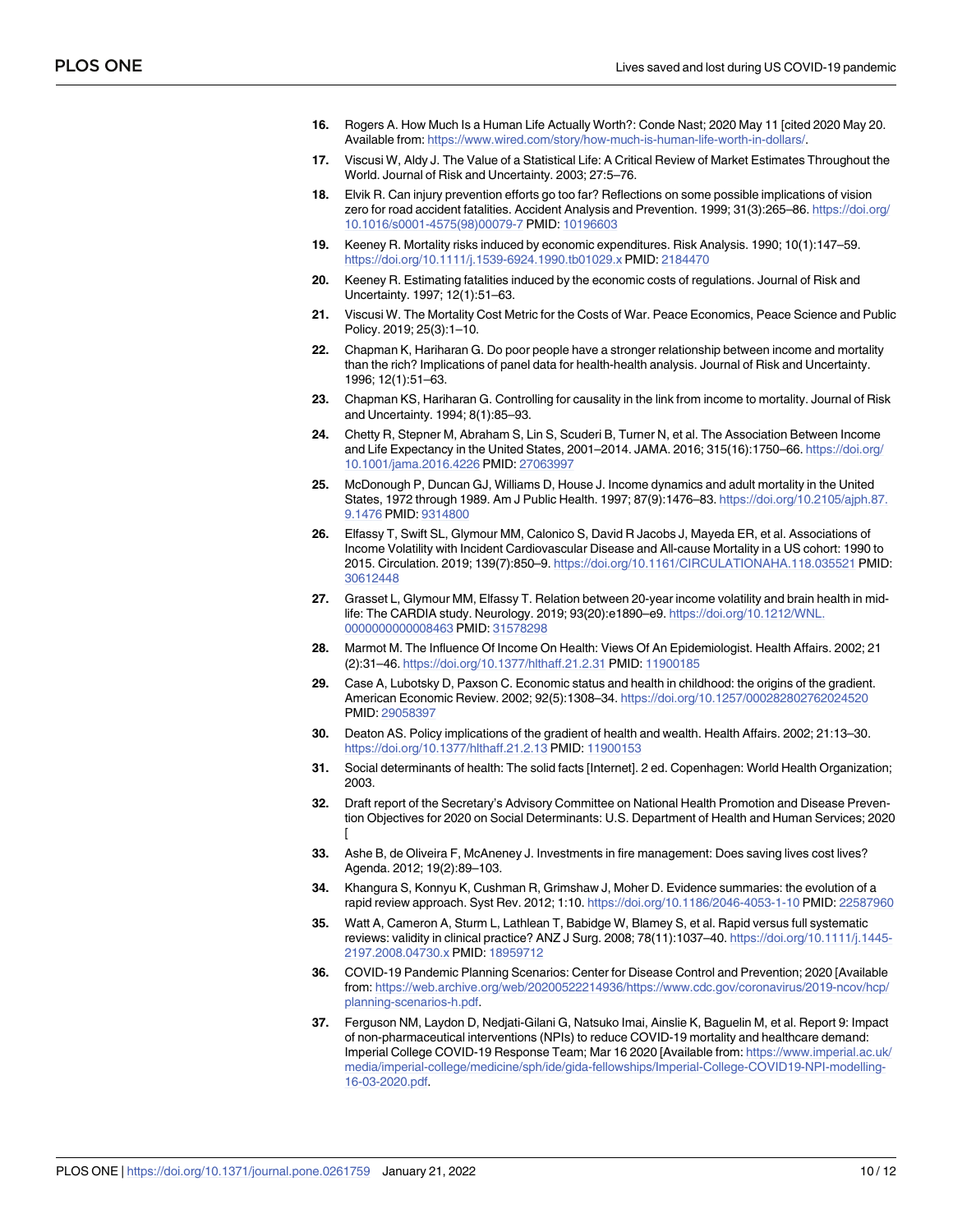16. Rogers A. How Much Is a Human Life Actually Worth?: Conde Nast; 2020 May 11 [cited 2020 May 20. Available from: https://www.wired.com/story/how-much-is-human-life-worth-in-dollars/.
17. Viscusi W, Aldy J. The Value of a Statistical Life: A Critical Review of Market Estimates Throughout the World. Journal of Risk and Uncertainty. 2003; 27:5–76.
18. Elvik R. Can injury prevention efforts go too far? Reflections on some possible implications of vision zero for road accident fatalities. Accident Analysis and Prevention. 1999; 31(3):265–86. https://doi.org/10.1016/s0001-4575(98)00079-7 PMID: 10196603
19. Keeney R. Mortality risks induced by economic expenditures. Risk Analysis. 1990; 10(1):147–59. https://doi.org/10.1111/j.1539-6924.1990.tb01029.x PMID: 2184470
20. Keeney R. Estimating fatalities induced by the economic costs of regulations. Journal of Risk and Uncertainty. 1997; 12(1):51–63.
21. Viscusi W. The Mortality Cost Metric for the Costs of War. Peace Economics, Peace Science and Public Policy. 2019; 25(3):1–10.
22. Chapman K, Hariharan G. Do poor people have a stronger relationship between income and mortality than the rich? Implications of panel data for health-health analysis. Journal of Risk and Uncertainty. 1996; 12(1):51–63.
23. Chapman KS, Hariharan G. Controlling for causality in the link from income to mortality. Journal of Risk and Uncertainty. 1994; 8(1):85–93.
24. Chetty R, Stepner M, Abraham S, Lin S, Scuderi B, Turner N, et al. The Association Between Income and Life Expectancy in the United States, 2001–2014. JAMA. 2016; 315(16):1750–66. https://doi.org/10.1001/jama.2016.4226 PMID: 27063997
25. McDonough P, Duncan GJ, Williams D, House J. Income dynamics and adult mortality in the United States, 1972 through 1989. Am J Public Health. 1997; 87(9):1476–83. https://doi.org/10.2105/ajph.87.9.1476 PMID: 9314800
26. Elfassy T, Swift SL, Glymour MM, Calonico S, David R Jacobs J, Mayeda ER, et al. Associations of Income Volatility with Incident Cardiovascular Disease and All-cause Mortality in a US cohort: 1990 to 2015. Circulation. 2019; 139(7):850–9. https://doi.org/10.1161/CIRCULATIONAHA.118.035521 PMID: 30612448
27. Grasset L, Glymour MM, Elfassy T. Relation between 20-year income volatility and brain health in midlife: The CARDIA study. Neurology. 2019; 93(20):e1890–e9. https://doi.org/10.1212/WNL.0000000000008463 PMID: 31578298
28. Marmot M. The Influence Of Income On Health: Views Of An Epidemiologist. Health Affairs. 2002; 21(2):31–46. https://doi.org/10.1377/hlthaff.21.2.31 PMID: 11900185
29. Case A, Lubotsky D, Paxson C. Economic status and health in childhood: the origins of the gradient. American Economic Review. 2002; 92(5):1308–34. https://doi.org/10.1257/000282802762024520 PMID: 29058397
30. Deaton AS. Policy implications of the gradient of health and wealth. Health Affairs. 2002; 21:13–30. https://doi.org/10.1377/hlthaff.21.2.13 PMID: 11900153
31. Social determinants of health: The solid facts [Internet]. 2 ed. Copenhagen: World Health Organization; 2003.
32. Draft report of the Secretary's Advisory Committee on National Health Promotion and Disease Prevention Objectives for 2020 on Social Determinants: U.S. Department of Health and Human Services; 2020 [
33. Ashe B, de Oliveira F, McAneney J. Investments in fire management: Does saving lives cost lives? Agenda. 2012; 19(2):89–103.
34. Khangura S, Konnyu K, Cushman R, Grimshaw J, Moher D. Evidence summaries: the evolution of a rapid review approach. Syst Rev. 2012; 1:10. https://doi.org/10.1186/2046-4053-1-10 PMID: 22587960
35. Watt A, Cameron A, Sturm L, Lathlean T, Babidge W, Blamey S, et al. Rapid versus full systematic reviews: validity in clinical practice? ANZ J Surg. 2008; 78(11):1037–40. https://doi.org/10.1111/j.1445-2197.2008.04730.x PMID: 18959712
36. COVID-19 Pandemic Planning Scenarios: Center for Disease Control and Prevention; 2020 [Available from: https://web.archive.org/web/20200522214936/https://www.cdc.gov/coronavirus/2019-ncov/hcp/planning-scenarios-h.pdf.
37. Ferguson NM, Laydon D, Nedjati-Gilani G, Natsuko Imai, Ainslie K, Baguelin M, et al. Report 9: Impact of non-pharmaceutical interventions (NPIs) to reduce COVID-19 mortality and healthcare demand: Imperial College COVID-19 Response Team; Mar 16 2020 [Available from: https://www.imperial.ac.uk/media/imperial-college/medicine/sph/ide/gida-fellowships/Imperial-College-COVID19-NPI-modelling-16-03-2020.pdf.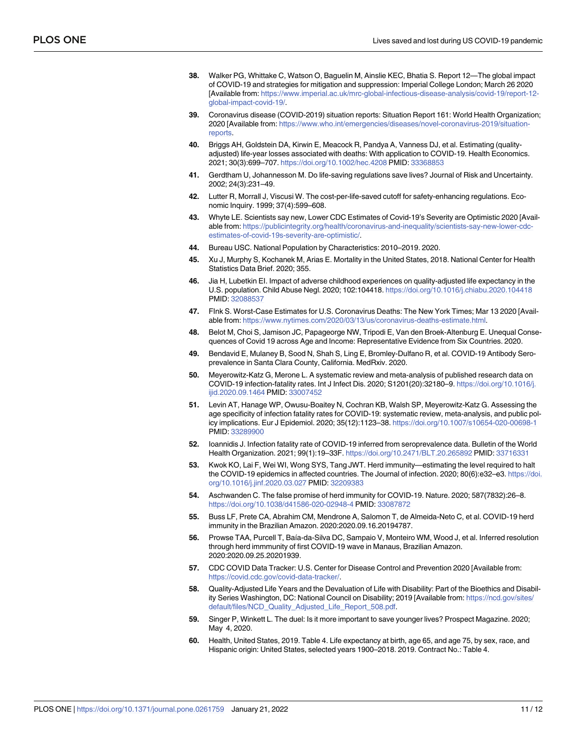38. Walker PG, Whittake C, Watson O, Baguelin M, Ainslie KEC, Bhatia S. Report 12—The global impact of COVID-19 and strategies for mitigation and suppression: Imperial College London; March 26 2020 [Available from: https://www.imperial.ac.uk/mrc-global-infectious-disease-analysis/covid-19/report-12-global-impact-covid-19/.

39. Coronavirus disease (COVID-2019) situation reports: Situation Report 161: World Health Organization; 2020 [Available from: https://www.who.int/emergencies/diseases/novel-coronavirus-2019/situation-reports.

40. Briggs AH, Goldstein DA, Kirwin E, Meacock R, Pandya A, Vanness DJ, et al. Estimating (quality-adjusted) life-year losses associated with deaths: With application to COVID-19. Health Economics. 2021; 30(3):699–707. https://doi.org/10.1002/hec.4208 PMID: 33368853

41. Gerdtham U, Johannesson M. Do life-saving regulations save lives? Journal of Risk and Uncertainty. 2002; 24(3):231–49.

42. Lutter R, Morrall J, Viscusi W. The cost-per-life-saved cutoff for safety-enhancing regulations. Economic Inquiry. 1999; 37(4):599–608.

43. Whyte LE. Scientists say new, Lower CDC Estimates of Covid-19's Severity are Optimistic 2020 [Available from: https://publicintegrity.org/health/coronavirus-and-inequality/scientists-say-new-lower-cdc-estimates-of-covid-19s-severity-are-optimistic/.

44. Bureau USC. National Population by Characteristics: 2010–2019. 2020.

45. Xu J, Murphy S, Kochanek M, Arias E. Mortality in the United States, 2018. National Center for Health Statistics Data Brief. 2020; 355.

46. Jia H, Lubetkin EI. Impact of adverse childhood experiences on quality-adjusted life expectancy in the U.S. population. Child Abuse Negl. 2020; 102:104418. https://doi.org/10.1016/j.chiabu.2020.104418 PMID: 32088537

47. FInk S. Worst-Case Estimates for U.S. Coronavirus Deaths: The New York Times; Mar 13 2020 [Available from: https://www.nytimes.com/2020/03/13/us/coronavirus-deaths-estimate.html.

48. Belot M, Choi S, Jamison JC, Papageorge NW, Tripodi E, Van den Broek-Altenburg E. Unequal Consequences of Covid 19 across Age and Income: Representative Evidence from Six Countries. 2020.

49. Bendavid E, Mulaney B, Sood N, Shah S, Ling E, Bromley-Dulfano R, et al. COVID-19 Antibody Seroprevalence in Santa Clara County, California. MedRxiv. 2020.

50. Meyerowitz-Katz G, Merone L. A systematic review and meta-analysis of published research data on COVID-19 infection-fatality rates. Int J Infect Dis. 2020; S1201(20):32180–9. https://doi.org/10.1016/j.ijid.2020.09.1464 PMID: 33007452

51. Levin AT, Hanage WP, Owusu-Boaitey N, Cochran KB, Walsh SP, Meyerowitz-Katz G. Assessing the age specificity of infection fatality rates for COVID-19: systematic review, meta-analysis, and public policy implications. Eur J Epidemiol. 2020; 35(12):1123–38. https://doi.org/10.1007/s10654-020-00698-1 PMID: 33289900

52. Ioannidis J. Infection fatality rate of COVID-19 inferred from seroprevalence data. Bulletin of the World Health Organization. 2021; 99(1):19–33F. https://doi.org/10.2471/BLT.20.265892 PMID: 33716331

53. Kwok KO, Lai F, Wei WI, Wong SYS, Tang JWT. Herd immunity—estimating the level required to halt the COVID-19 epidemics in affected countries. The Journal of infection. 2020; 80(6):e32–e3. https://doi.org/10.1016/j.jinf.2020.03.027 PMID: 32209383

54. Aschwanden C. The false promise of herd immunity for COVID-19. Nature. 2020; 587(7832):26–8. https://doi.org/10.1038/d41586-020-02948-4 PMID: 33087872

55. Buss LF, Prete CA, Abrahim CM, Mendrone A, Salomon T, de Almeida-Neto C, et al. COVID-19 herd immunity in the Brazilian Amazon. 2020:2020.09.16.20194787.

56. Prowse TAA, Purcell T, Baía-da-Silva DC, Sampaio V, Monteiro WM, Wood J, et al. Inferred resolution through herd immmunity of first COVID-19 wave in Manaus, Brazilian Amazon. 2020:2020.09.25.20201939.

57. CDC COVID Data Tracker: U.S. Center for Disease Control and Prevention 2020 [Available from: https://covid.cdc.gov/covid-data-tracker/.

58. Quality-Adjusted Life Years and the Devaluation of Life with Disability: Part of the Bioethics and Disability Series Washington, DC: National Council on Disability; 2019 [Available from: https://ncd.gov/sites/default/files/NCD_Quality_Adjusted_Life_Report_508.pdf.

59. Singer P, Winkett L. The duel: Is it more important to save younger lives? Prospect Magazine. 2020; May 4, 2020.

60. Health, United States, 2019. Table 4. Life expectancy at birth, age 65, and age 75, by sex, race, and Hispanic origin: United States, selected years 1900–2018. 2019. Contract No.: Table 4.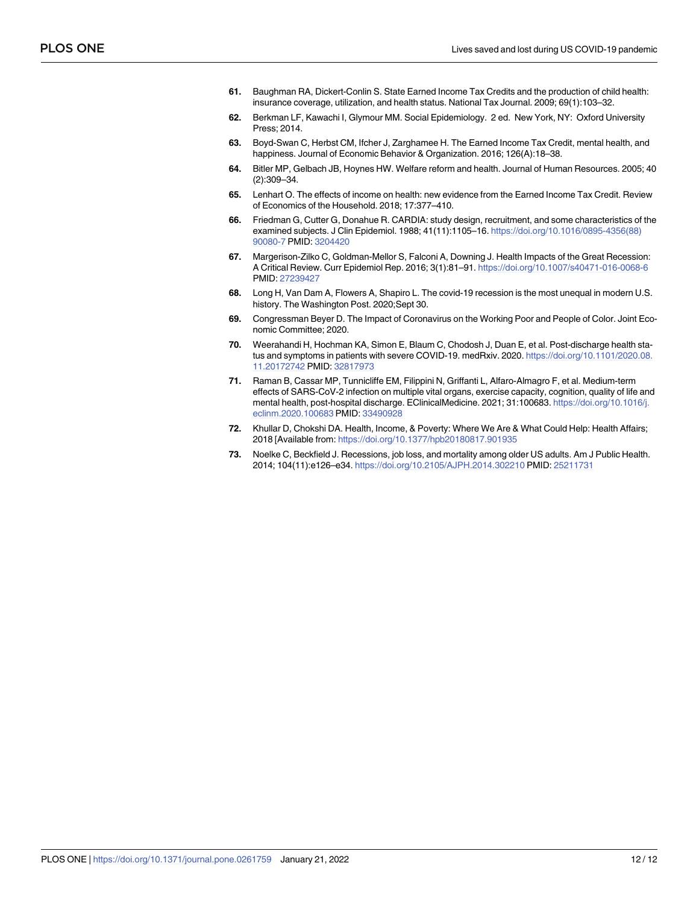61. Baughman RA, Dickert-Conlin S. State Earned Income Tax Credits and the production of child health: insurance coverage, utilization, and health status. National Tax Journal. 2009; 69(1):103–32.
62. Berkman LF, Kawachi I, Glymour MM. Social Epidemiology. 2 ed. New York, NY: Oxford University Press; 2014.
63. Boyd-Swan C, Herbst CM, Ifcher J, Zarghamee H. The Earned Income Tax Credit, mental health, and happiness. Journal of Economic Behavior & Organization. 2016; 126(A):18–38.
64. Bitler MP, Gelbach JB, Hoynes HW. Welfare reform and health. Journal of Human Resources. 2005; 40 (2):309–34.
65. Lenhart O. The effects of income on health: new evidence from the Earned Income Tax Credit. Review of Economics of the Household. 2018; 17:377–410.
66. Friedman G, Cutter G, Donahue R. CARDIA: study design, recruitment, and some characteristics of the examined subjects. J Clin Epidemiol. 1988; 41(11):1105–16. https://doi.org/10.1016/0895-4356(88)90080-7 PMID: 3204420
67. Margerison-Zilko C, Goldman-Mellor S, Falconi A, Downing J. Health Impacts of the Great Recession: A Critical Review. Curr Epidemiol Rep. 2016; 3(1):81–91. https://doi.org/10.1007/s40471-016-0068-6 PMID: 27239427
68. Long H, Van Dam A, Flowers A, Shapiro L. The covid-19 recession is the most unequal in modern U.S. history. The Washington Post. 2020;Sept 30.
69. Congressman Beyer D. The Impact of Coronavirus on the Working Poor and People of Color. Joint Economic Committee; 2020.
70. Weerahandi H, Hochman KA, Simon E, Blaum C, Chodosh J, Duan E, et al. Post-discharge health status and symptoms in patients with severe COVID-19. medRxiv. 2020. https://doi.org/10.1101/2020.08.11.20172742 PMID: 32817973
71. Raman B, Cassar MP, Tunnicliffe EM, Filippini N, Griffanti L, Alfaro-Almagro F, et al. Medium-term effects of SARS-CoV-2 infection on multiple vital organs, exercise capacity, cognition, quality of life and mental health, post-hospital discharge. EClinicalMedicine. 2021; 31:100683. https://doi.org/10.1016/j.eclinm.2020.100683 PMID: 33490928
72. Khullar D, Chokshi DA. Health, Income, & Poverty: Where We Are & What Could Help: Health Affairs; 2018 [Available from: https://doi.org/10.1377/hpb20180817.901935
73. Noelke C, Beckfield J. Recessions, job loss, and mortality among older US adults. Am J Public Health. 2014; 104(11):e126–e34. https://doi.org/10.2105/AJPH.2014.302210 PMID: 25211731